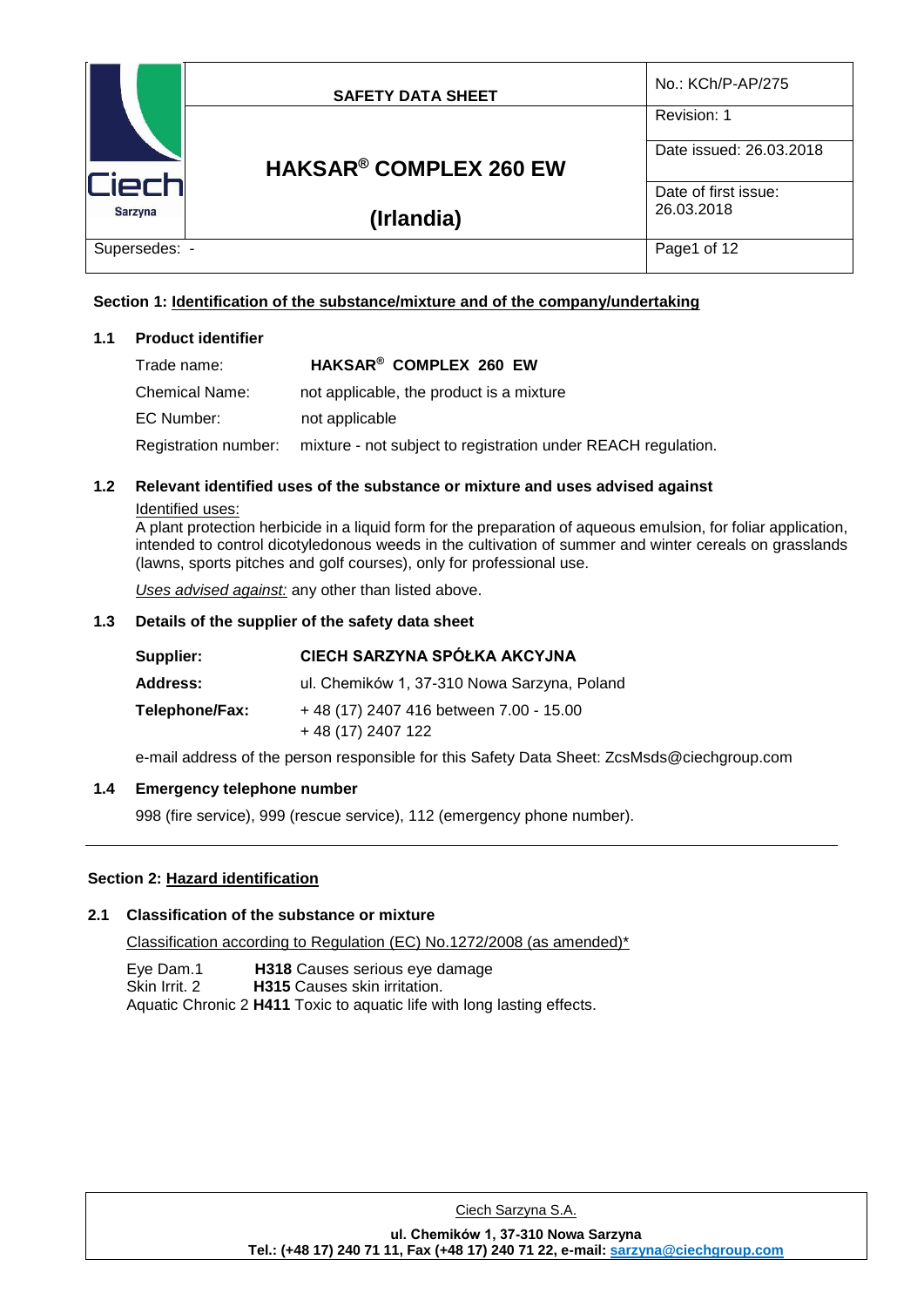| | SAFETY DATA SHEET | No.: KCh/P-AP/275 |
|---|---|---|
| Ciech Sarzyna | **HAKSAR® COMPLEX 260 EW** **(Irlandia)** | Revision: 1 |
| | | Date issued: 26.03.2018 |
| | | Date of first issue: 26.03.2018 |
| Supersedes: - | | |

## Section 1: Identification of the substance/mixture and of the company/undertaking

### 1.1 Product identifier

Trade name: **HAKSAR® COMPLEX 260 EW**

Chemical Name: not applicable, the product is a mixture

EC Number: not applicable

Registration number: mixture - not subject to registration under REACH regulation.

### 1.2 Relevant identified uses of the substance or mixture and uses advised against

Identified uses:

A plant protection herbicide in a liquid form for the preparation of aqueous emulsion, for foliar application, intended to control dicotyledonous weeds in the cultivation of summer and winter cereals on grasslands (lawns, sports pitches and golf courses), only for professional use.

*Uses advised against:* any other than listed above.

### 1.3 Details of the supplier of the safety data sheet

**Supplier:** **CIECH SARZYNA SPÓŁKA AKCYJNA**

**Address:** ul. Chemików 1, 37-310 Nowa Sarzyna, Poland

**Telephone/Fax:** + 48 (17) 2407 416 between 7.00 - 15.00
+ 48 (17) 2407 122

e-mail address of the person responsible for this Safety Data Sheet: ZcsMsds@ciechgroup.com

### 1.4 Emergency telephone number

998 (fire service), 999 (rescue service), 112 (emergency phone number).

## Section 2: Hazard identification

### 2.1 Classification of the substance or mixture

Classification according to Regulation (EC) No.1272/2008 (as amended)*

Eye Dam.1 **H318** Causes serious eye damage
Skin Irrit. 2 **H315** Causes skin irritation.
Aquatic Chronic 2 **H411** Toxic to aquatic life with long lasting effects.

Ciech Sarzyna S.A.

**ul. Chemików 1, 37-310 Nowa Sarzyna**
**Tel.: (+48 17) 240 71 11, Fax (+48 17) 240 71 22, e-mail: sarzyna@ciechgroup.com**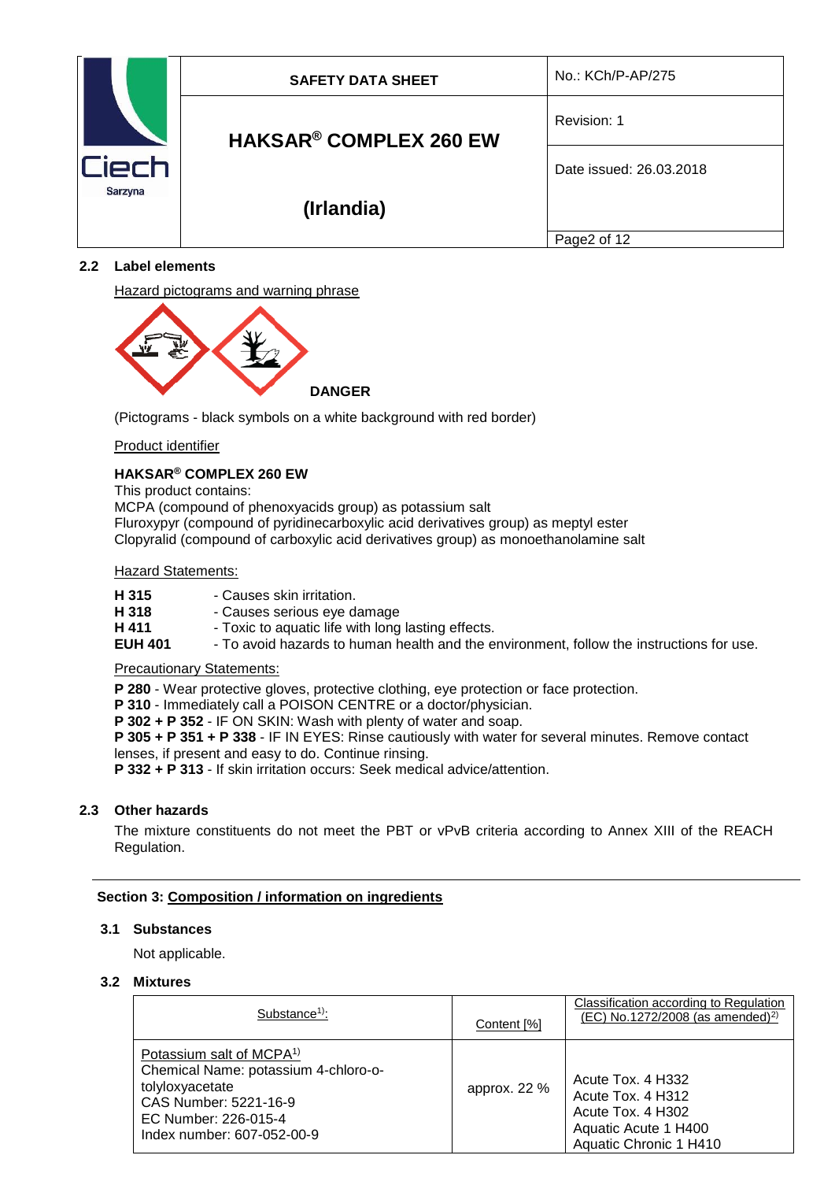### 2.2 Label elements

Hazard pictograms and warning phrase

**DANGER**

(Pictograms - black symbols on a white background with red border)

Product identifier

**HAKSAR® COMPLEX 260 EW**

This product contains:
MCPA (compound of phenoxyacids group) as potassium salt
Fluroxypyr (compound of pyridinecarboxylic acid derivatives group) as meptyl ester
Clopyralid (compound of carboxylic acid derivatives group) as monoethanolamine salt

Hazard Statements:

**H 315** - Causes skin irritation.
**H 318** - Causes serious eye damage
**H 411** - Toxic to aquatic life with long lasting effects.
**EUH 401** - To avoid hazards to human health and the environment, follow the instructions for use.

Precautionary Statements:

**P 280** - Wear protective gloves, protective clothing, eye protection or face protection.
**P 310** - Immediately call a POISON CENTRE or a doctor/physician.
**P 302 + P 352** - IF ON SKIN: Wash with plenty of water and soap.
**P 305 + P 351 + P 338** - IF IN EYES: Rinse cautiously with water for several minutes. Remove contact lenses, if present and easy to do. Continue rinsing.
**P 332 + P 313** - If skin irritation occurs: Seek medical advice/attention.

### 2.3 Other hazards

The mixture constituents do not meet the PBT or vPvB criteria according to Annex XIII of the REACH Regulation.

## Section 3: Composition / information on ingredients

### 3.1 Substances

Not applicable.

### 3.2 Mixtures

| Substance[1]: | Content [%] | Classification according to Regulation (EC) No.1272/2008 (as amended)[2] |
|---|---|---|
| Potassium salt of MCPA[1]<br>Chemical Name: potassium 4-chloro-o-tolyloxyacetate<br>CAS Number: 5221-16-9<br>EC Number: 226-015-4<br>Index number: 607-052-00-9 | approx. 22 % | Acute Tox. 4 H332<br>Acute Tox. 4 H312<br>Acute Tox. 4 H302<br>Aquatic Acute 1 H400<br>Aquatic Chronic 1 H410 |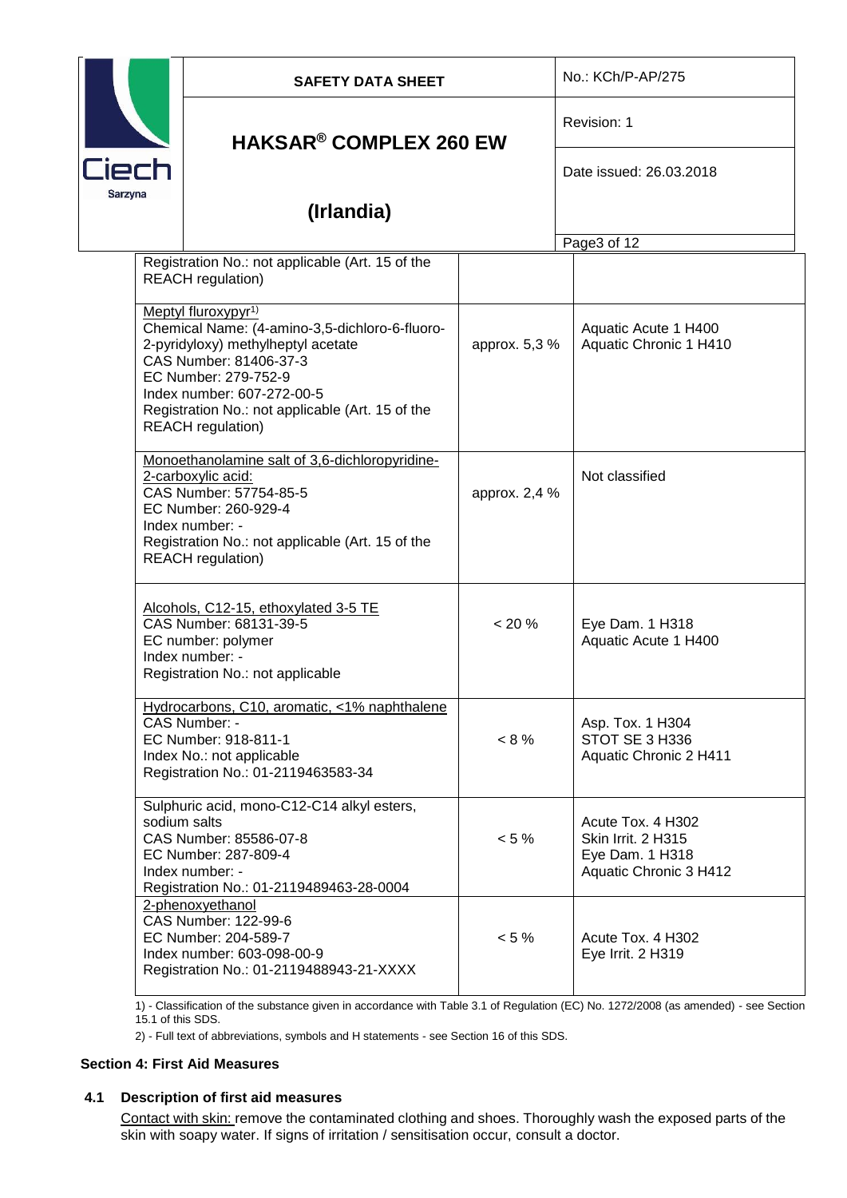| | | |
|---|---|---|
| Registration No.: not applicable (Art. 15 of the REACH regulation) | | |
| Meptyl fluroxypyr[1)]<br>Chemical Name: (4-amino-3,5-dichloro-6-fluoro-2-pyridyloxy) methylheptyl acetate<br>CAS Number: 81406-37-3<br>EC Number: 279-752-9<br>Index number: 607-272-00-5<br>Registration No.: not applicable (Art. 15 of the REACH regulation) | approx. 5,3 % | Aquatic Acute 1 H400<br>Aquatic Chronic 1 H410 |
| Monoethanolamine salt of 3,6-dichloropyridine-2-carboxylic acid:<br>CAS Number: 57754-85-5<br>EC Number: 260-929-4<br>Index number: -<br>Registration No.: not applicable (Art. 15 of the REACH regulation) | approx. 2,4 % | Not classified |
| Alcohols, C12-15, ethoxylated 3-5 TE<br>CAS Number: 68131-39-5<br>EC number: polymer<br>Index number: -<br>Registration No.: not applicable | < 20 % | Eye Dam. 1 H318<br>Aquatic Acute 1 H400 |
| Hydrocarbons, C10, aromatic, <1% naphthalene<br>CAS Number: -<br>EC Number: 918-811-1<br>Index No.: not applicable<br>Registration No.: 01-2119463583-34 | < 8 % | Asp. Tox. 1 H304<br>STOT SE 3 H336<br>Aquatic Chronic 2 H411 |
| Sulphuric acid, mono-C12-C14 alkyl esters, sodium salts<br>CAS Number: 85586-07-8<br>EC Number: 287-809-4<br>Index number: -<br>Registration No.: 01-2119489463-28-0004 | < 5 % | Acute Tox. 4 H302<br>Skin Irrit. 2 H315<br>Eye Dam. 1 H318<br>Aquatic Chronic 3 H412 |
| 2-phenoxyethanol<br>CAS Number: 122-99-6<br>EC Number: 204-589-7<br>Index number: 603-098-00-9<br>Registration No.: 01-2119488943-21-XXXX | < 5 % | Acute Tox. 4 H302<br>Eye Irrit. 2 H319 |

1) - Classification of the substance given in accordance with Table 3.1 of Regulation (EC) No. 1272/2008 (as amended) - see Section 15.1 of this SDS.

2) - Full text of abbreviations, symbols and H statements - see Section 16 of this SDS.

## Section 4: First Aid Measures

### 4.1 Description of first aid measures

Contact with skin: remove the contaminated clothing and shoes. Thoroughly wash the exposed parts of the skin with soapy water. If signs of irritation / sensitisation occur, consult a doctor.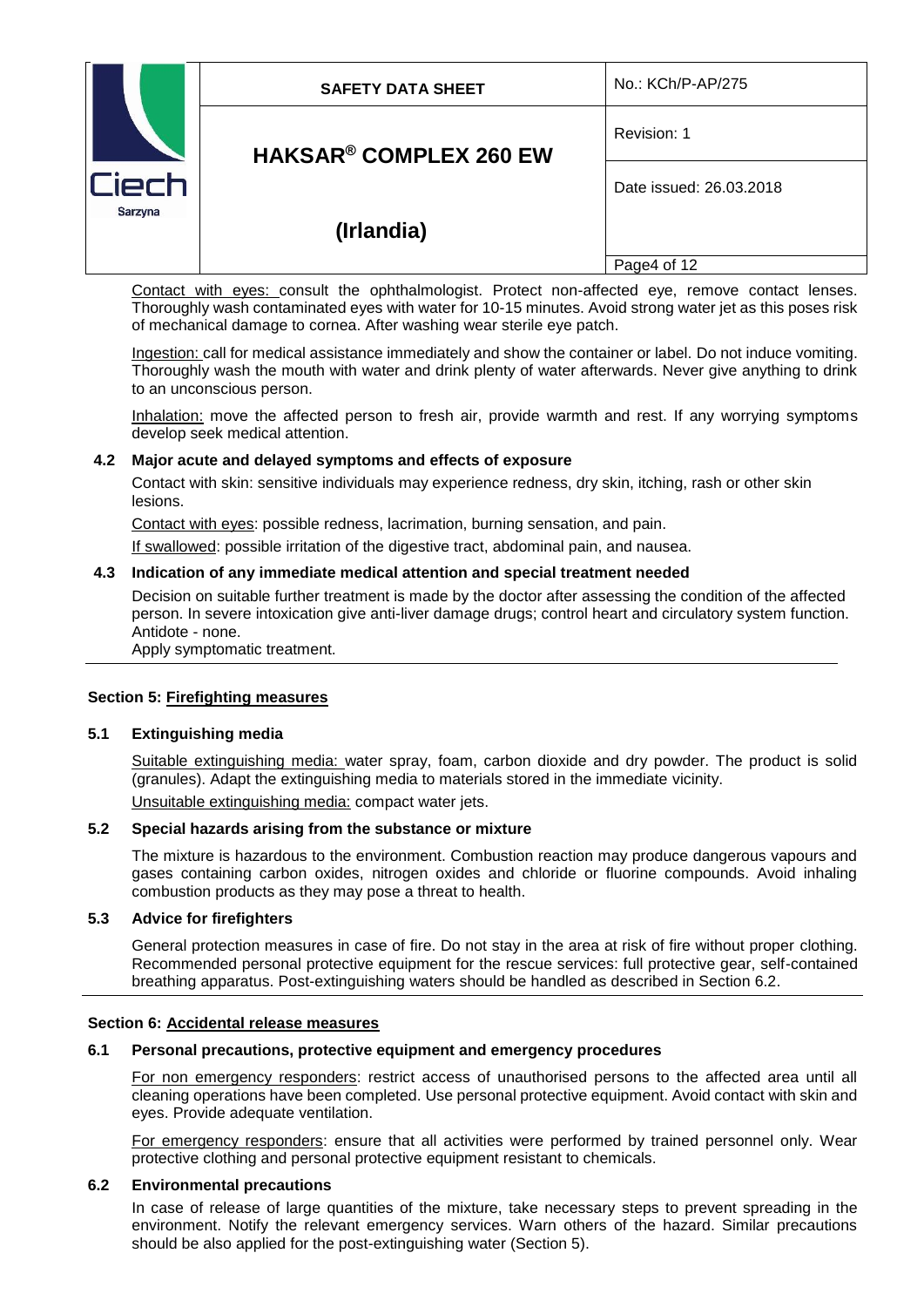Contact with eyes: consult the ophthalmologist. Protect non-affected eye, remove contact lenses. Thoroughly wash contaminated eyes with water for 10-15 minutes. Avoid strong water jet as this poses risk of mechanical damage to cornea. After washing wear sterile eye patch.

Ingestion: call for medical assistance immediately and show the container or label. Do not induce vomiting. Thoroughly wash the mouth with water and drink plenty of water afterwards. Never give anything to drink to an unconscious person.

Inhalation: move the affected person to fresh air, provide warmth and rest. If any worrying symptoms develop seek medical attention.

### 4.2 Major acute and delayed symptoms and effects of exposure

Contact with skin: sensitive individuals may experience redness, dry skin, itching, rash or other skin lesions.

Contact with eyes: possible redness, lacrimation, burning sensation, and pain.

If swallowed: possible irritation of the digestive tract, abdominal pain, and nausea.

### 4.3 Indication of any immediate medical attention and special treatment needed

Decision on suitable further treatment is made by the doctor after assessing the condition of the affected person. In severe intoxication give anti-liver damage drugs; control heart and circulatory system function. Antidote - none.

Apply symptomatic treatment.

## Section 5: Firefighting measures

### 5.1 Extinguishing media

Suitable extinguishing media: water spray, foam, carbon dioxide and dry powder. The product is solid (granules). Adapt the extinguishing media to materials stored in the immediate vicinity.

Unsuitable extinguishing media: compact water jets.

### 5.2 Special hazards arising from the substance or mixture

The mixture is hazardous to the environment. Combustion reaction may produce dangerous vapours and gases containing carbon oxides, nitrogen oxides and chloride or fluorine compounds. Avoid inhaling combustion products as they may pose a threat to health.

### 5.3 Advice for firefighters

General protection measures in case of fire. Do not stay in the area at risk of fire without proper clothing. Recommended personal protective equipment for the rescue services: full protective gear, self-contained breathing apparatus. Post-extinguishing waters should be handled as described in Section 6.2.

## Section 6: Accidental release measures

### 6.1 Personal precautions, protective equipment and emergency procedures

For non emergency responders: restrict access of unauthorised persons to the affected area until all cleaning operations have been completed. Use personal protective equipment. Avoid contact with skin and eyes. Provide adequate ventilation.

For emergency responders: ensure that all activities were performed by trained personnel only. Wear protective clothing and personal protective equipment resistant to chemicals.

### 6.2 Environmental precautions

In case of release of large quantities of the mixture, take necessary steps to prevent spreading in the environment. Notify the relevant emergency services. Warn others of the hazard. Similar precautions should be also applied for the post-extinguishing water (Section 5).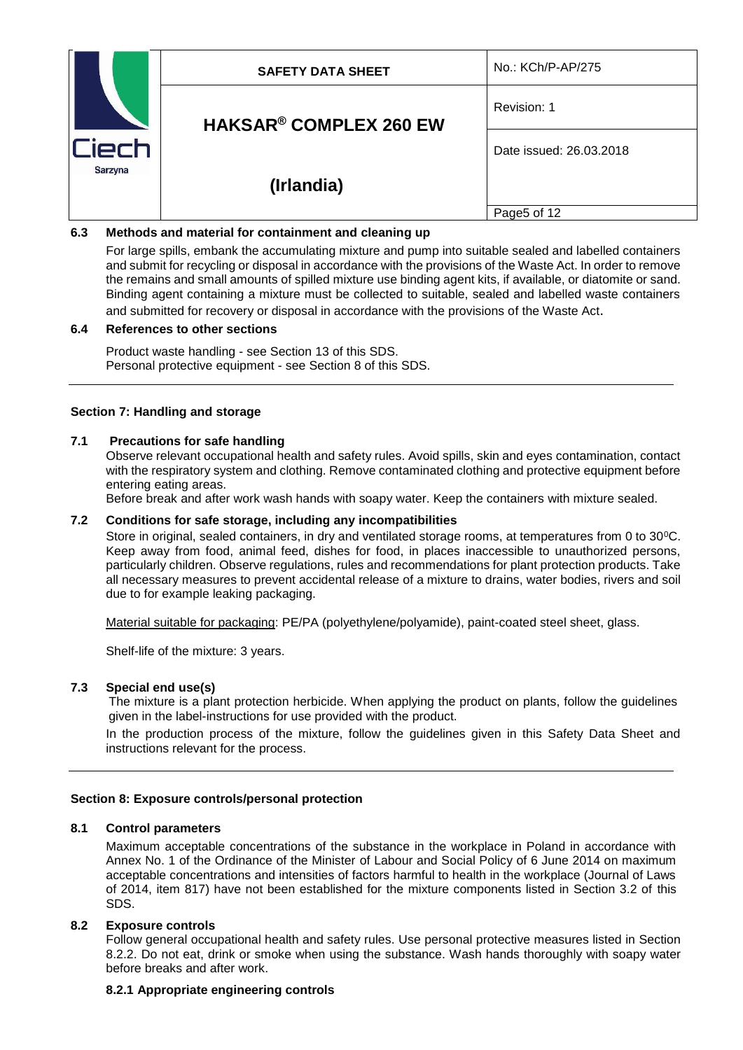### 6.3 Methods and material for containment and cleaning up

For large spills, embank the accumulating mixture and pump into suitable sealed and labelled containers and submit for recycling or disposal in accordance with the provisions of the Waste Act. In order to remove the remains and small amounts of spilled mixture use binding agent kits, if available, or diatomite or sand. Binding agent containing a mixture must be collected to suitable, sealed and labelled waste containers and submitted for recovery or disposal in accordance with the provisions of the Waste Act.

### 6.4 References to other sections

Product waste handling - see Section 13 of this SDS.
Personal protective equipment - see Section 8 of this SDS.

## Section 7: Handling and storage

### 7.1 Precautions for safe handling

Observe relevant occupational health and safety rules. Avoid spills, skin and eyes contamination, contact with the respiratory system and clothing. Remove contaminated clothing and protective equipment before entering eating areas.
Before break and after work wash hands with soapy water. Keep the containers with mixture sealed.

### 7.2 Conditions for safe storage, including any incompatibilities

Store in original, sealed containers, in dry and ventilated storage rooms, at temperatures from 0 to 30$^0$C. Keep away from food, animal feed, dishes for food, in places inaccessible to unauthorized persons, particularly children. Observe regulations, rules and recommendations for plant protection products. Take all necessary measures to prevent accidental release of a mixture to drains, water bodies, rivers and soil due to for example leaking packaging.

Material suitable for packaging: PE/PA (polyethylene/polyamide), paint-coated steel sheet, glass.

Shelf-life of the mixture: 3 years.

### 7.3 Special end use(s)

The mixture is a plant protection herbicide. When applying the product on plants, follow the guidelines given in the label-instructions for use provided with the product.

In the production process of the mixture, follow the guidelines given in this Safety Data Sheet and instructions relevant for the process.

## Section 8: Exposure controls/personal protection

### 8.1 Control parameters

Maximum acceptable concentrations of the substance in the workplace in Poland in accordance with Annex No. 1 of the Ordinance of the Minister of Labour and Social Policy of 6 June 2014 on maximum acceptable concentrations and intensities of factors harmful to health in the workplace (Journal of Laws of 2014, item 817) have not been established for the mixture components listed in Section 3.2 of this SDS.

### 8.2 Exposure controls

Follow general occupational health and safety rules. Use personal protective measures listed in Section 8.2.2. Do not eat, drink or smoke when using the substance. Wash hands thoroughly with soapy water before breaks and after work.

#### 8.2.1 Appropriate engineering controls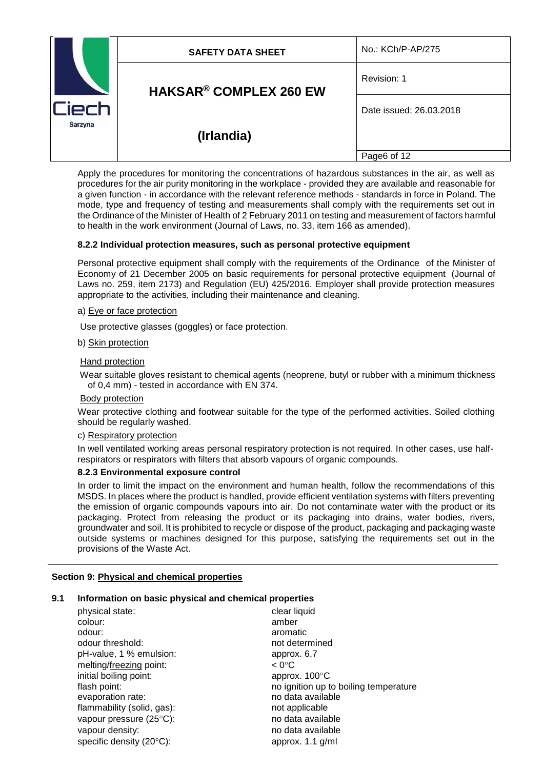Apply the procedures for monitoring the concentrations of hazardous substances in the air, as well as procedures for the air purity monitoring in the workplace - provided they are available and reasonable for a given function - in accordance with the relevant reference methods - standards in force in Poland. The mode, type and frequency of testing and measurements shall comply with the requirements set out in the Ordinance of the Minister of Health of 2 February 2011 on testing and measurement of factors harmful to health in the work environment (Journal of Laws, no. 33, item 166 as amended).

**8.2.2 Individual protection measures, such as personal protective equipment**

Personal protective equipment shall comply with the requirements of the Ordinance of the Minister of Economy of 21 December 2005 on basic requirements for personal protective equipment (Journal of Laws no. 259, item 2173) and Regulation (EU) 425/2016. Employer shall provide protection measures appropriate to the activities, including their maintenance and cleaning.

a) Eye or face protection

Use protective glasses (goggles) or face protection.

b) Skin protection

Hand protection

Wear suitable gloves resistant to chemical agents (neoprene, butyl or rubber with a minimum thickness of 0,4 mm) - tested in accordance with EN 374.

Body protection

Wear protective clothing and footwear suitable for the type of the performed activities. Soiled clothing should be regularly washed.

c) Respiratory protection

In well ventilated working areas personal respiratory protection is not required. In other cases, use half-respirators or respirators with filters that absorb vapours of organic compounds.

**8.2.3 Environmental exposure control**

In order to limit the impact on the environment and human health, follow the recommendations of this MSDS. In places where the product is handled, provide efficient ventilation systems with filters preventing the emission of organic compounds vapours into air. Do not contaminate water with the product or its packaging. Protect from releasing the product or its packaging into drains, water bodies, rivers, groundwater and soil. It is prohibited to recycle or dispose of the product, packaging and packaging waste outside systems or machines designed for this purpose, satisfying the requirements set out in the provisions of the Waste Act.

## Section 9: Physical and chemical properties

### 9.1 Information on basic physical and chemical properties

| | |
|---|---|
| physical state: | clear liquid |
| colour: | amber |
| odour: | aromatic |
| odour threshold: | not determined |
| pH-value, 1 % emulsion: | approx. 6,7 |
| melting/freezing point: | < 0°C |
| initial boiling point: | approx. 100°C |
| flash point: | no ignition up to boiling temperature |
| evaporation rate: | no data available |
| flammability (solid, gas): | not applicable |
| vapour pressure (25°C): | no data available |
| vapour density: | no data available |
| specific density (20°C): | approx. 1.1 g/ml |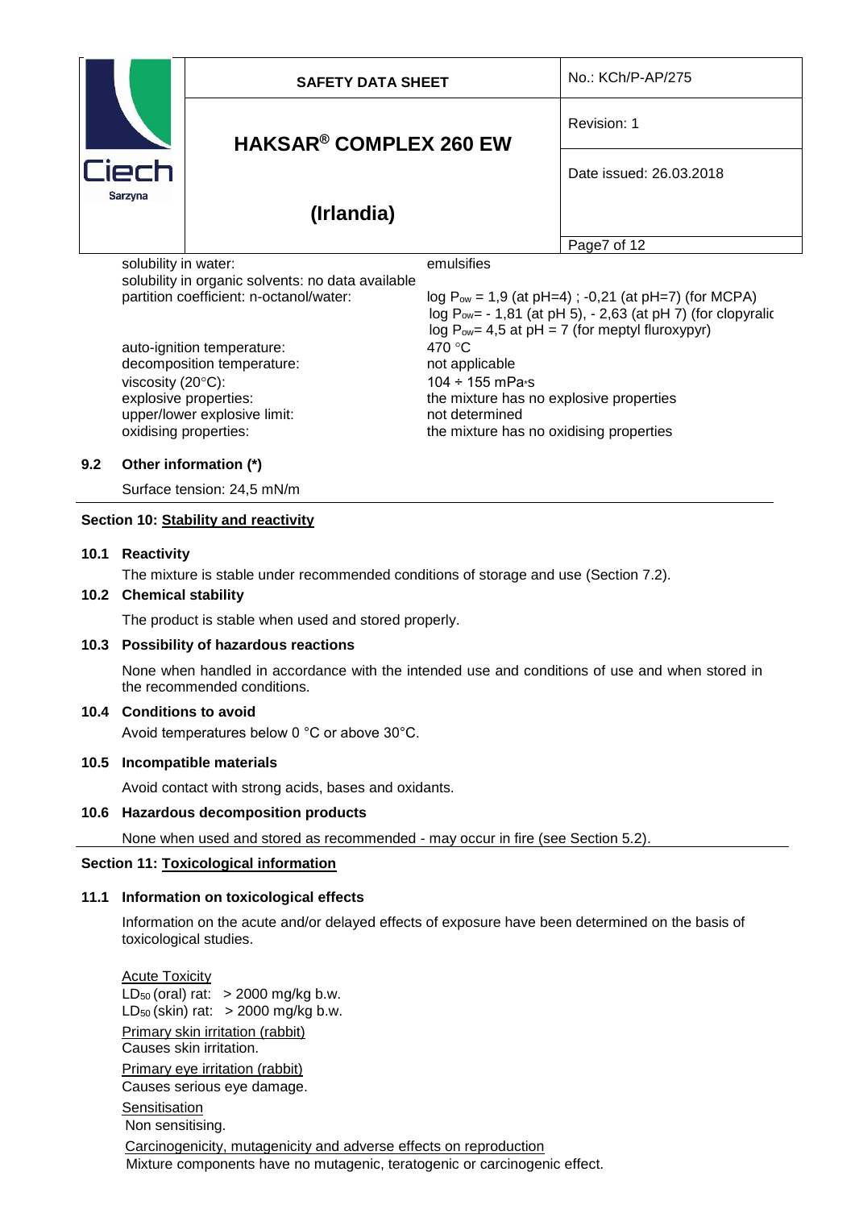| | |
|---|---|
| solubility in water: | emulsifies |
| solubility in organic solvents: no data available | |
| partition coefficient: n-octanol/water: | log $P_{ow}$ = 1,9 (at pH=4) ; -0,21 (at pH=7) (for MCPA)<br>log $P_{ow}$= - 1,81 (at pH 5), - 2,63 (at pH 7) (for clopyralid<br>log $P_{ow}$= 4,5 at pH = 7 (for meptyl fluroxypyr) |
| auto-ignition temperature: | 470 °C |
| decomposition temperature: | not applicable |
| viscosity (20°C): | 104 ÷ 155 mPa·s |
| explosive properties: | the mixture has no explosive properties |
| upper/lower explosive limit: | not determined |
| oxidising properties: | the mixture has no oxidising properties |

### 9.2 Other information (*)

Surface tension: 24,5 mN/m

## Section 10: Stability and reactivity

### 10.1 Reactivity

The mixture is stable under recommended conditions of storage and use (Section 7.2).

### 10.2 Chemical stability

The product is stable when used and stored properly.

### 10.3 Possibility of hazardous reactions

None when handled in accordance with the intended use and conditions of use and when stored in the recommended conditions.

### 10.4 Conditions to avoid

Avoid temperatures below 0 °C or above 30°C.

### 10.5 Incompatible materials

Avoid contact with strong acids, bases and oxidants.

### 10.6 Hazardous decomposition products

None when used and stored as recommended - may occur in fire (see Section 5.2).

## Section 11: Toxicological information

### 11.1 Information on toxicological effects

Information on the acute and/or delayed effects of exposure have been determined on the basis of toxicological studies.

Acute Toxicity
$LD_{50}$ (oral) rat: > 2000 mg/kg b.w.
$LD_{50}$ (skin) rat: > 2000 mg/kg b.w.

Primary skin irritation (rabbit)
Causes skin irritation.

Primary eye irritation (rabbit)
Causes serious eye damage.

Sensitisation
Non sensitising.

Carcinogenicity, mutagenicity and adverse effects on reproduction
Mixture components have no mutagenic, teratogenic or carcinogenic effect.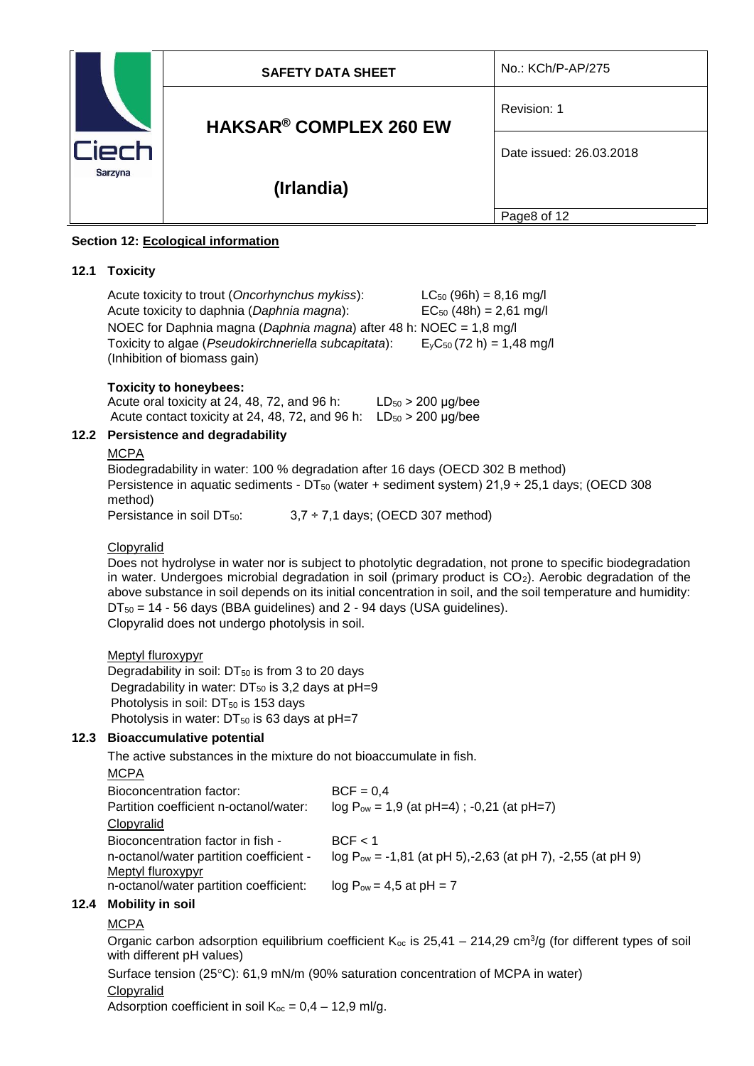## Section 12: Ecological information

### 12.1 Toxicity

Acute toxicity to trout (*Oncorhynchus mykiss*): $LC_{50}$ (96h) = 8,16 mg/l
Acute toxicity to daphnia (*Daphnia magna*): $EC_{50}$ (48h) = 2,61 mg/l
NOEC for Daphnia magna (*Daphnia magna*) after 48 h: NOEC = 1,8 mg/l
Toxicity to algae (*Pseudokirchneriella subcapitata*): $E_yC_{50}$ (72 h) = 1,48 mg/l
(Inhibition of biomass gain)

**Toxicity to honeybees:**
Acute oral toxicity at 24, 48, 72, and 96 h: $LD_{50}$ > 200 µg/bee
Acute contact toxicity at 24, 48, 72, and 96 h: $LD_{50}$ > 200 µg/bee

### 12.2 Persistence and degradability

MCPA
Biodegradability in water: 100 % degradation after 16 days (OECD 302 B method)
Persistence in aquatic sediments - $DT_{50}$ (water + sediment system) 21,9 ÷ 25,1 days; (OECD 308 method)
Persistance in soil $DT_{50}$: 3,7 ÷ 7,1 days; (OECD 307 method)

Clopyralid
Does not hydrolyse in water nor is subject to photolytic degradation, not prone to specific biodegradation in water. Undergoes microbial degradation in soil (primary product is $CO_2$). Aerobic degradation of the above substance in soil depends on its initial concentration in soil, and the soil temperature and humidity: $DT_{50}$ = 14 - 56 days (BBA guidelines) and 2 - 94 days (USA guidelines).
Clopyralid does not undergo photolysis in soil.

Meptyl fluroxypyr
Degradability in soil: $DT_{50}$ is from 3 to 20 days
Degradability in water: $DT_{50}$ is 3,2 days at pH=9
Photolysis in soil: $DT_{50}$ is 153 days
Photolysis in water: $DT_{50}$ is 63 days at pH=7

### 12.3 Bioaccumulative potential

The active substances in the mixture do not bioaccumulate in fish.

MCPA
Bioconcentration factor: BCF = 0,4
Partition coefficient n-octanol/water: log $P_{ow}$ = 1,9 (at pH=4) ; -0,21 (at pH=7)

Clopyralid
Bioconcentration factor in fish - BCF < 1
n-octanol/water partition coefficient - log $P_{ow}$ = -1,81 (at pH 5),-2,63 (at pH 7), -2,55 (at pH 9)

Meptyl fluroxypyr
n-octanol/water partition coefficient: log $P_{ow}$ = 4,5 at pH = 7

### 12.4 Mobility in soil

MCPA
Organic carbon adsorption equilibrium coefficient $K_{oc}$ is 25,41 – 214,29 $cm^3/g$ (for different types of soil with different pH values)

Surface tension (25°C): 61,9 mN/m (90% saturation concentration of MCPA in water)

Clopyralid
Adsorption coefficient in soil $K_{oc}$ = 0,4 – 12,9 ml/g.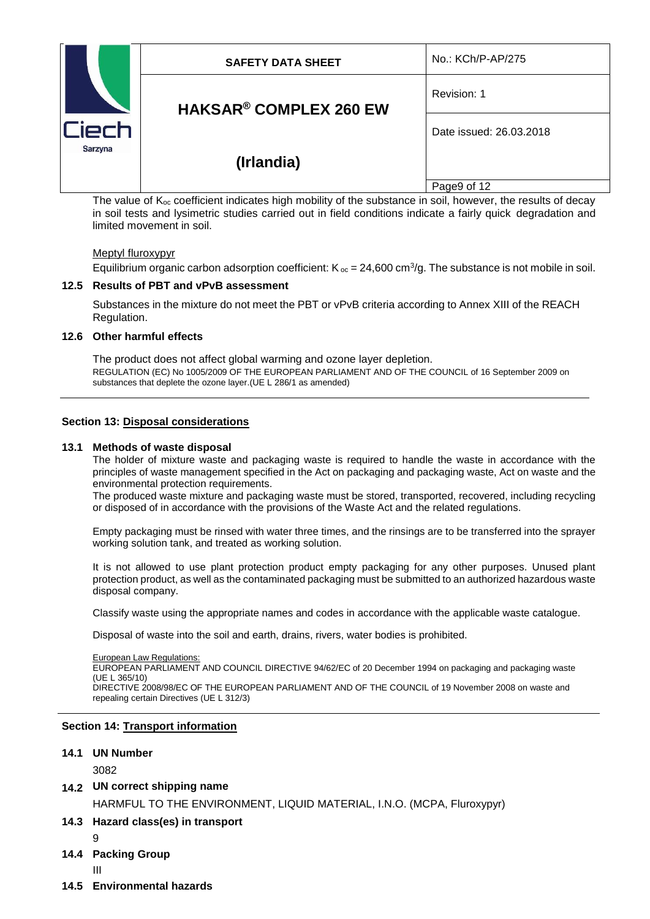The value of $K_{oc}$ coefficient indicates high mobility of the substance in soil, however, the results of decay in soil tests and lysimetric studies carried out in field conditions indicate a fairly quick degradation and limited movement in soil.

Meptyl fluroxypyr

Equilibrium organic carbon adsorption coefficient: $K_{oc}$ = 24,600 $cm^3/g$. The substance is not mobile in soil.

### 12.5 Results of PBT and vPvB assessment

Substances in the mixture do not meet the PBT or vPvB criteria according to Annex XIII of the REACH Regulation.

### 12.6 Other harmful effects

The product does not affect global warming and ozone layer depletion.

REGULATION (EC) No 1005/2009 OF THE EUROPEAN PARLIAMENT AND OF THE COUNCIL of 16 September 2009 on substances that deplete the ozone layer.(UE L 286/1 as amended)

## Section 13: Disposal considerations

### 13.1 Methods of waste disposal

The holder of mixture waste and packaging waste is required to handle the waste in accordance with the principles of waste management specified in the Act on packaging and packaging waste, Act on waste and the environmental protection requirements.

The produced waste mixture and packaging waste must be stored, transported, recovered, including recycling or disposed of in accordance with the provisions of the Waste Act and the related regulations.

Empty packaging must be rinsed with water three times, and the rinsings are to be transferred into the sprayer working solution tank, and treated as working solution.

It is not allowed to use plant protection product empty packaging for any other purposes. Unused plant protection product, as well as the contaminated packaging must be submitted to an authorized hazardous waste disposal company.

Classify waste using the appropriate names and codes in accordance with the applicable waste catalogue.

Disposal of waste into the soil and earth, drains, rivers, water bodies is prohibited.

European Law Regulations:

EUROPEAN PARLIAMENT AND COUNCIL DIRECTIVE 94/62/EC of 20 December 1994 on packaging and packaging waste (UE L 365/10)

DIRECTIVE 2008/98/EC OF THE EUROPEAN PARLIAMENT AND OF THE COUNCIL of 19 November 2008 on waste and repealing certain Directives (UE L 312/3)

## Section 14: Transport information

### 14.1 UN Number

3082

### 14.2 UN correct shipping name

HARMFUL TO THE ENVIRONMENT, LIQUID MATERIAL, I.N.O. (MCPA, Fluroxypyr)

### 14.3 Hazard class(es) in transport

9

### 14.4 Packing Group

III

### 14.5 Environmental hazards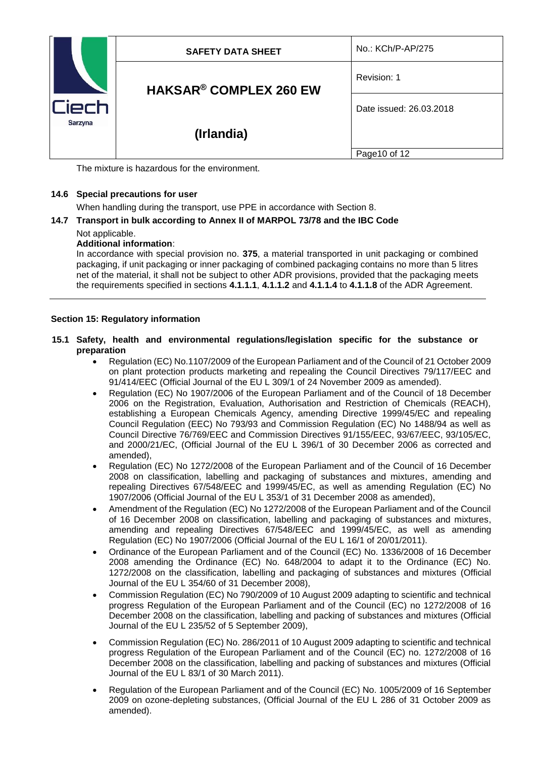The mixture is hazardous for the environment.

### 14.6 Special precautions for user

When handling during the transport, use PPE in accordance with Section 8.

### 14.7 Transport in bulk according to Annex II of MARPOL 73/78 and the IBC Code

Not applicable.

**Additional information**:

In accordance with special provision no. **375**, a material transported in unit packaging or combined packaging, if unit packaging or inner packaging of combined packaging contains no more than 5 litres net of the material, it shall not be subject to other ADR provisions, provided that the packaging meets the requirements specified in sections **4.1.1.1**, **4.1.1.2** and **4.1.1.4** to **4.1.1.8** of the ADR Agreement.

---

## Section 15: Regulatory information

### 15.1 Safety, health and environmental regulations/legislation specific for the substance or preparation

- Regulation (EC) No.1107/2009 of the European Parliament and of the Council of 21 October 2009 on plant protection products marketing and repealing the Council Directives 79/117/EEC and 91/414/EEC (Official Journal of the EU L 309/1 of 24 November 2009 as amended).
- Regulation (EC) No 1907/2006 of the European Parliament and of the Council of 18 December 2006 on the Registration, Evaluation, Authorisation and Restriction of Chemicals (REACH), establishing a European Chemicals Agency, amending Directive 1999/45/EC and repealing Council Regulation (EEC) No 793/93 and Commission Regulation (EC) No 1488/94 as well as Council Directive 76/769/EEC and Commission Directives 91/155/EEC, 93/67/EEC, 93/105/EC, and 2000/21/EC, (Official Journal of the EU L 396/1 of 30 December 2006 as corrected and amended),
- Regulation (EC) No 1272/2008 of the European Parliament and of the Council of 16 December 2008 on classification, labelling and packaging of substances and mixtures, amending and repealing Directives 67/548/EEC and 1999/45/EC, as well as amending Regulation (EC) No 1907/2006 (Official Journal of the EU L 353/1 of 31 December 2008 as amended),
- Amendment of the Regulation (EC) No 1272/2008 of the European Parliament and of the Council of 16 December 2008 on classification, labelling and packaging of substances and mixtures, amending and repealing Directives 67/548/EEC and 1999/45/EC, as well as amending Regulation (EC) No 1907/2006 (Official Journal of the EU L 16/1 of 20/01/2011).
- Ordinance of the European Parliament and of the Council (EC) No. 1336/2008 of 16 December 2008 amending the Ordinance (EC) No. 648/2004 to adapt it to the Ordinance (EC) No. 1272/2008 on the classification, labelling and packaging of substances and mixtures (Official Journal of the EU L 354/60 of 31 December 2008),
- Commission Regulation (EC) No 790/2009 of 10 August 2009 adapting to scientific and technical progress Regulation of the European Parliament and of the Council (EC) no 1272/2008 of 16 December 2008 on the classification, labelling and packing of substances and mixtures (Official Journal of the EU L 235/52 of 5 September 2009),
- Commission Regulation (EC) No. 286/2011 of 10 August 2009 adapting to scientific and technical progress Regulation of the European Parliament and of the Council (EC) no. 1272/2008 of 16 December 2008 on the classification, labelling and packing of substances and mixtures (Official Journal of the EU L 83/1 of 30 March 2011).
- Regulation of the European Parliament and of the Council (EC) No. 1005/2009 of 16 September 2009 on ozone-depleting substances, (Official Journal of the EU L 286 of 31 October 2009 as amended).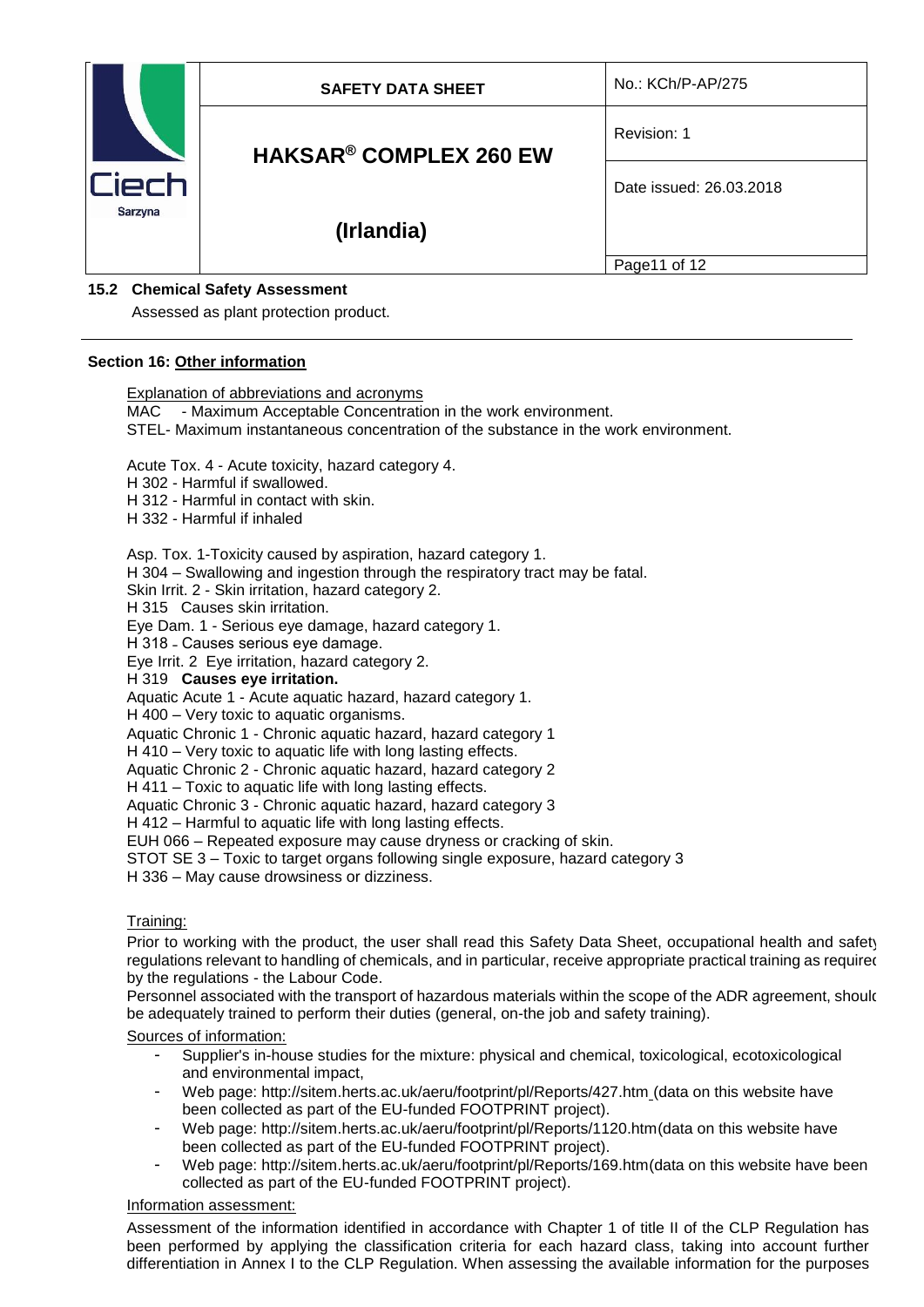**15.2 Chemical Safety Assessment**

Assessed as plant protection product.

---

**Section 16: Other information**

Explanation of abbreviations and acronyms
MAC - Maximum Acceptable Concentration in the work environment.
STEL- Maximum instantaneous concentration of the substance in the work environment.

Acute Tox. 4 - Acute toxicity, hazard category 4.
H 302 - Harmful if swallowed.
H 312 - Harmful in contact with skin.
H 332 - Harmful if inhaled

Asp. Tox. 1-Toxicity caused by aspiration, hazard category 1.
H 304 – Swallowing and ingestion through the respiratory tract may be fatal.
Skin Irrit. 2 - Skin irritation, hazard category 2.
H 315 Causes skin irritation.
Eye Dam. 1 - Serious eye damage, hazard category 1.
H 318 - Causes serious eye damage.
Eye Irrit. 2 Eye irritation, hazard category 2.
H 319 **Causes eye irritation.**
Aquatic Acute 1 - Acute aquatic hazard, hazard category 1.
H 400 – Very toxic to aquatic organisms.
Aquatic Chronic 1 - Chronic aquatic hazard, hazard category 1
H 410 – Very toxic to aquatic life with long lasting effects.
Aquatic Chronic 2 - Chronic aquatic hazard, hazard category 2
H 411 – Toxic to aquatic life with long lasting effects.
Aquatic Chronic 3 - Chronic aquatic hazard, hazard category 3
H 412 – Harmful to aquatic life with long lasting effects.
EUH 066 – Repeated exposure may cause dryness or cracking of skin.
STOT SE 3 – Toxic to target organs following single exposure, hazard category 3
H 336 – May cause drowsiness or dizziness.

Training:

Prior to working with the product, the user shall read this Safety Data Sheet, occupational health and safety regulations relevant to handling of chemicals, and in particular, receive appropriate practical training as required by the regulations - the Labour Code.

Personnel associated with the transport of hazardous materials within the scope of the ADR agreement, should be adequately trained to perform their duties (general, on-the job and safety training).

Sources of information:

- Supplier's in-house studies for the mixture: physical and chemical, toxicological, ecotoxicological and environmental impact,
- Web page: http://sitem.herts.ac.uk/aeru/footprint/pl/Reports/427.htm (data on this website have been collected as part of the EU-funded FOOTPRINT project).
- Web page: http://sitem.herts.ac.uk/aeru/footprint/pl/Reports/1120.htm(data on this website have been collected as part of the EU-funded FOOTPRINT project).
- Web page: http://sitem.herts.ac.uk/aeru/footprint/pl/Reports/169.htm(data on this website have been collected as part of the EU-funded FOOTPRINT project).

Information assessment:

Assessment of the information identified in accordance with Chapter 1 of title II of the CLP Regulation has been performed by applying the classification criteria for each hazard class, taking into account further differentiation in Annex I to the CLP Regulation. When assessing the available information for the purposes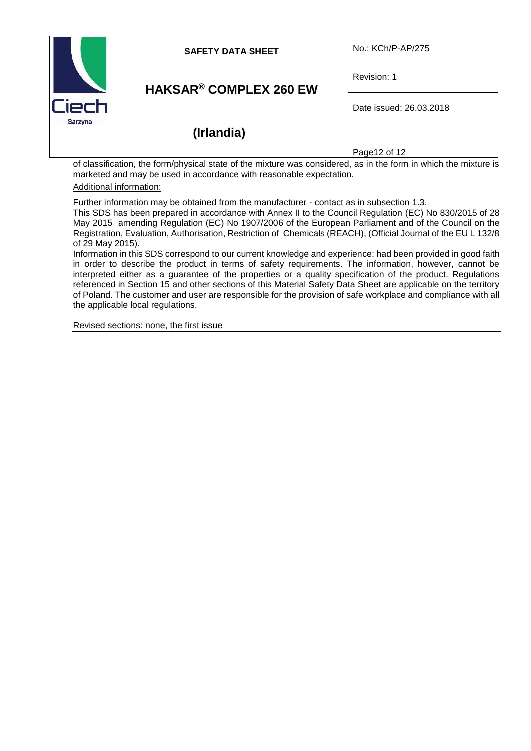of classification, the form/physical state of the mixture was considered, as in the form in which the mixture is marketed and may be used in accordance with reasonable expectation.

Additional information:

Further information may be obtained from the manufacturer - contact as in subsection 1.3.

This SDS has been prepared in accordance with Annex II to the Council Regulation (EC) No 830/2015 of 28 May 2015 amending Regulation (EC) No 1907/2006 of the European Parliament and of the Council on the Registration, Evaluation, Authorisation, Restriction of Chemicals (REACH), (Official Journal of the EU L 132/8 of 29 May 2015).

Information in this SDS correspond to our current knowledge and experience; had been provided in good faith in order to describe the product in terms of safety requirements. The information, however, cannot be interpreted either as a guarantee of the properties or a quality specification of the product. Regulations referenced in Section 15 and other sections of this Material Safety Data Sheet are applicable on the territory of Poland. The customer and user are responsible for the provision of safe workplace and compliance with all the applicable local regulations.

Revised sections: none, the first issue